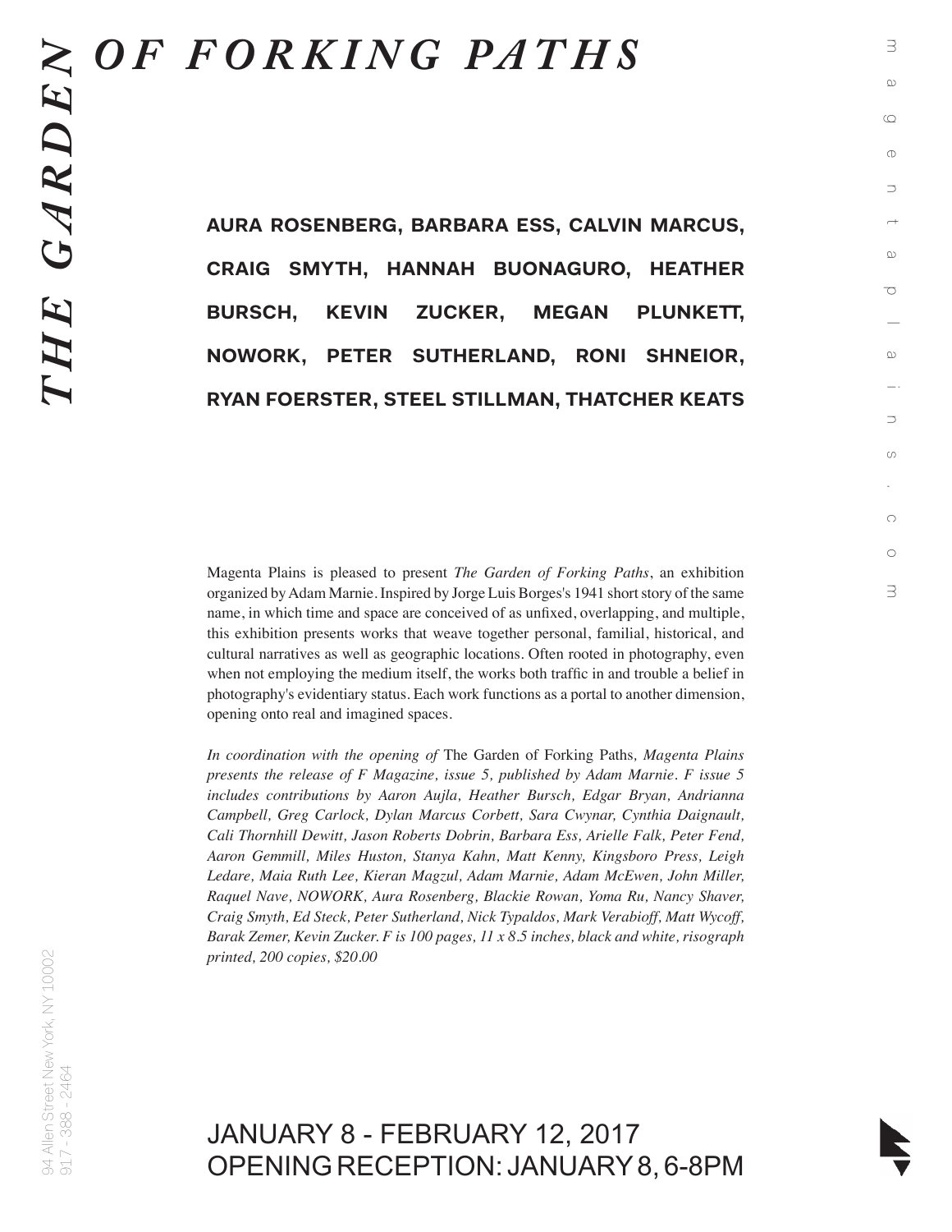# *THE GARDEN OF FORKING PATHS*

**AURA ROSENBERG, BARBARA ESS, CALVIN MARCUS, CRAIG SMYTH, HANNAH BUONAGURO, HEATHER BURSCH, KEVIN ZUCKER, MEGAN PLUNKETT, NOWORK, PETER SUTHERLAND, RONI SHNEIOR, RYAN FOERSTER, STEEL STILLMAN, THATCHER KEATS**

Magenta Plains is pleased to present *The Garden of Forking Paths*, an exhibition organized by Adam Marnie. Inspired by Jorge Luis Borges's 1941 short story of the same name, in which time and space are conceived of as unfixed, overlapping, and multiple, this exhibition presents works that weave together personal, familial, historical, and cultural narratives as well as geographic locations. Often rooted in photography, even when not employing the medium itself, the works both traffic in and trouble a belief in photography's evidentiary status. Each work functions as a portal to another dimension, opening onto real and imagined spaces.

*In coordination with the opening of* The Garden of Forking Paths*, Magenta Plains presents the release of F Magazine, issue 5, published by Adam Marnie. F issue 5 includes contributions by Aaron Aujla, Heather Bursch, Edgar Bryan, Andrianna Campbell, Greg Carlock, Dylan Marcus Corbett, Sara Cwynar, Cynthia Daignault, Cali Thornhill Dewitt, Jason Roberts Dobrin, Barbara Ess, Arielle Falk, Peter Fend, Aaron Gemmill, Miles Huston, Stanya Kahn, Matt Kenny, Kingsboro Press, Leigh Ledare, Maia Ruth Lee, Kieran Magzul, Adam Marnie, Adam McEwen, John Miller, Raquel Nave, NOWORK, Aura Rosenberg, Blackie Rowan, Yoma Ru, Nancy Shaver, Craig Smyth, Ed Steck, Peter Sutherland, Nick Typaldos, Mark Verabioff, Matt Wycoff, Barak Zemer, Kevin Zucker. F is 100 pages, 11 x 8.5 inches, black and white, risograph printed, 200 copies, $20.00*

JANUARY 8 - FEBRUARY 12, 2017
OPENING RECEPTION: JANUARY 8, 6-8PM

94 Allen Street New York, NY 10002
917 - 388 - 2464

magentaplains.com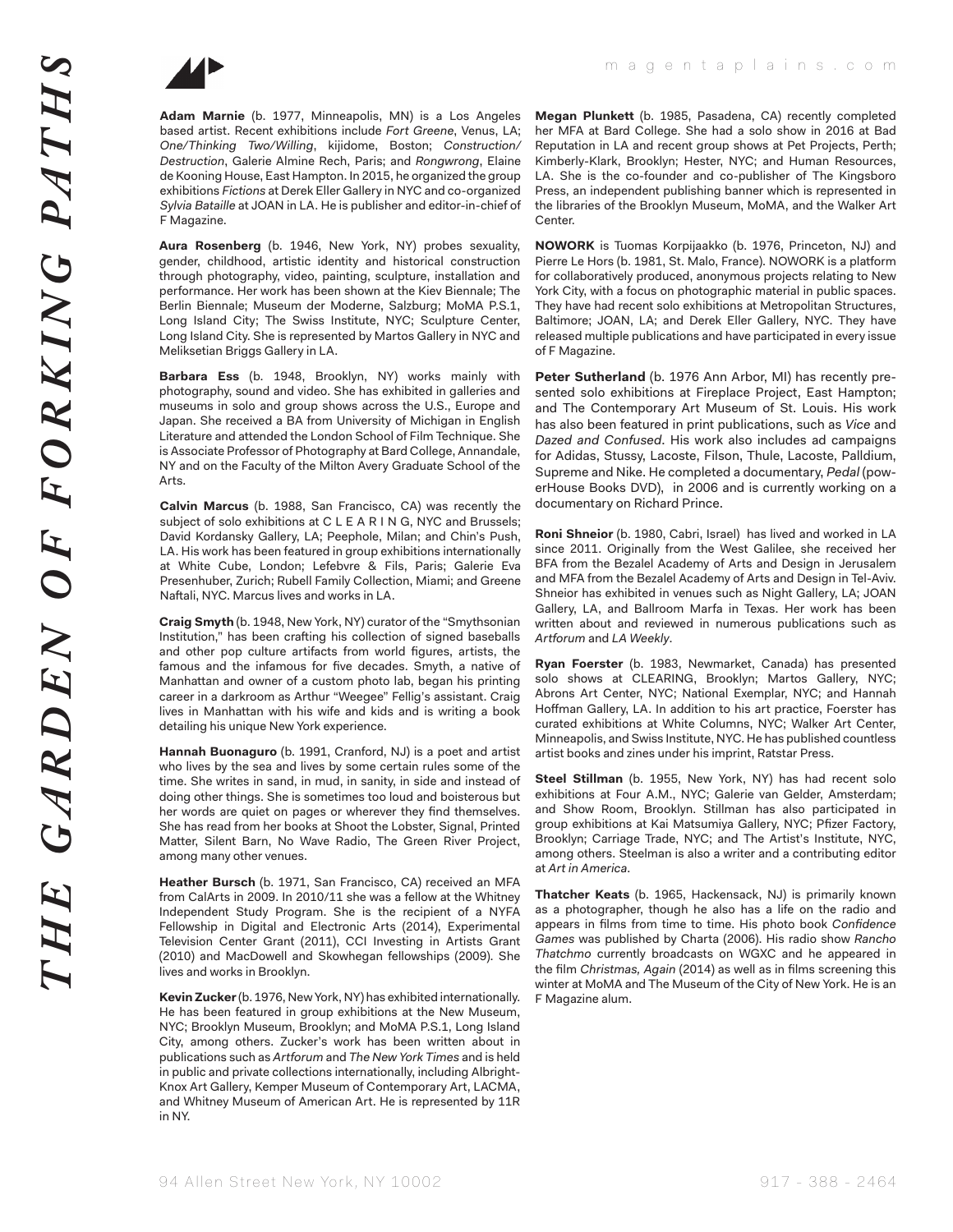# THE GARDEN OF FORKING PATHS

**Adam Marnie** (b. 1977, Minneapolis, MN) is a Los Angeles based artist. Recent exhibitions include *Fort Greene*, Venus, LA; *One/Thinking Two/Willing*, kijidome, Boston; *Construction/Destruction*, Galerie Almine Rech, Paris; and *Rongwrong*, Elaine de Kooning House, East Hampton. In 2015, he organized the group exhibitions *Fictions* at Derek Eller Gallery in NYC and co-organized *Sylvia Bataille* at JOAN in LA. He is publisher and editor-in-chief of F Magazine.

**Aura Rosenberg** (b. 1946, New York, NY) probes sexuality, gender, childhood, artistic identity and historical construction through photography, video, painting, sculpture, installation and performance. Her work has been shown at the Kiev Biennale; The Berlin Biennale; Museum der Moderne, Salzburg; MoMA P.S.1, Long Island City; The Swiss Institute, NYC; Sculpture Center, Long Island City. She is represented by Martos Gallery in NYC and Meliksetian Briggs Gallery in LA.

**Barbara Ess** (b. 1948, Brooklyn, NY) works mainly with photography, sound and video. She has exhibited in galleries and museums in solo and group shows across the U.S., Europe and Japan. She received a BA from University of Michigan in English Literature and attended the London School of Film Technique. She is Associate Professor of Photography at Bard College, Annandale, NY and on the Faculty of the Milton Avery Graduate School of the Arts.

**Calvin Marcus** (b. 1988, San Francisco, CA) was recently the subject of solo exhibitions at C L E A R I N G, NYC and Brussels; David Kordansky Gallery, LA; Peephole, Milan; and Chin's Push, LA. His work has been featured in group exhibitions internationally at White Cube, London; Lefebvre & Fils, Paris; Galerie Eva Presenhuber, Zurich; Rubell Family Collection, Miami; and Greene Naftali, NYC. Marcus lives and works in LA.

**Craig Smyth** (b. 1948, New York, NY) curator of the "Smythsonian Institution," has been crafting his collection of signed baseballs and other pop culture artifacts from world figures, artists, the famous and the infamous for five decades. Smyth, a native of Manhattan and owner of a custom photo lab, began his printing career in a darkroom as Arthur "Weegee" Fellig's assistant. Craig lives in Manhattan with his wife and kids and is writing a book detailing his unique New York experience.

**Hannah Buonaguro** (b. 1991, Cranford, NJ) is a poet and artist who lives by the sea and lives by some certain rules some of the time. She writes in sand, in mud, in sanity, in side and instead of doing other things. She is sometimes too loud and boisterous but her words are quiet on pages or wherever they find themselves. She has read from her books at Shoot the Lobster, Signal, Printed Matter, Silent Barn, No Wave Radio, The Green River Project, among many other venues.

**Heather Bursch** (b. 1971, San Francisco, CA) received an MFA from CalArts in 2009. In 2010/11 she was a fellow at the Whitney Independent Study Program. She is the recipient of a NYFA Fellowship in Digital and Electronic Arts (2014), Experimental Television Center Grant (2011), CCI Investing in Artists Grant (2010) and MacDowell and Skowhegan fellowships (2009). She lives and works in Brooklyn.

**Kevin Zucker** (b. 1976, New York, NY) has exhibited internationally. He has been featured in group exhibitions at the New Museum, NYC; Brooklyn Museum, Brooklyn; and MoMA P.S.1, Long Island City, among others. Zucker's work has been written about in publications such as *Artforum* and *The New York Times* and is held in public and private collections internationally, including Albright-Knox Art Gallery, Kemper Museum of Contemporary Art, LACMA, and Whitney Museum of American Art. He is represented by 11R in NY.

**Megan Plunkett** (b. 1985, Pasadena, CA) recently completed her MFA at Bard College. She had a solo show in 2016 at Bad Reputation in LA and recent group shows at Pet Projects, Perth; Kimberly-Klark, Brooklyn; Hester, NYC; and Human Resources, LA. She is the co-founder and co-publisher of The Kingsboro Press, an independent publishing banner which is represented in the libraries of the Brooklyn Museum, MoMA, and the Walker Art Center.

**NOWORK** is Tuomas Korpijaakko (b. 1976, Princeton, NJ) and Pierre Le Hors (b. 1981, St. Malo, France). NOWORK is a platform for collaboratively produced, anonymous projects relating to New York City, with a focus on photographic material in public spaces. They have had recent solo exhibitions at Metropolitan Structures, Baltimore; JOAN, LA; and Derek Eller Gallery, NYC. They have released multiple publications and have participated in every issue of F Magazine.

**Peter Sutherland** (b. 1976 Ann Arbor, MI) has recently presented solo exhibitions at Fireplace Project, East Hampton; and The Contemporary Art Museum of St. Louis. His work has also been featured in print publications, such as *Vice* and *Dazed and Confused*. His work also includes ad campaigns for Adidas, Stussy, Lacoste, Filson, Thule, Lacoste, Palldium, Supreme and Nike. He completed a documentary, *Pedal* (powerHouse Books DVD), in 2006 and is currently working on a documentary on Richard Prince.

**Roni Shneior** (b. 1980, Cabri, Israel) has lived and worked in LA since 2011. Originally from the West Galilee, she received her BFA from the Bezalel Academy of Arts and Design in Jerusalem and MFA from the Bezalel Academy of Arts and Design in Tel-Aviv. Shneior has exhibited in venues such as Night Gallery, LA; JOAN Gallery, LA, and Ballroom Marfa in Texas. Her work has been written about and reviewed in numerous publications such as *Artforum* and *LA Weekly*.

**Ryan Foerster** (b. 1983, Newmarket, Canada) has presented solo shows at CLEARING, Brooklyn; Martos Gallery, NYC; Abrons Art Center, NYC; National Exemplar, NYC; and Hannah Hoffman Gallery, LA. In addition to his art practice, Foerster has curated exhibitions at White Columns, NYC; Walker Art Center, Minneapolis, and Swiss Institute, NYC. He has published countless artist books and zines under his imprint, Ratstar Press.

**Steel Stillman** (b. 1955, New York, NY) has had recent solo exhibitions at Four A.M., NYC; Galerie van Gelder, Amsterdam; and Show Room, Brooklyn. Stillman has also participated in group exhibitions at Kai Matsumiya Gallery, NYC; Pfizer Factory, Brooklyn; Carriage Trade, NYC; and The Artist's Institute, NYC, among others. Steelman is also a writer and a contributing editor at *Art in America*.

**Thatcher Keats** (b. 1965, Hackensack, NJ) is primarily known as a photographer, though he also has a life on the radio and appears in films from time to time. His photo book *Confidence Games* was published by Charta (2006). His radio show *Rancho Thatchmo* currently broadcasts on WGXC and he appeared in the film *Christmas, Again* (2014) as well as in films screening this winter at MoMA and The Museum of the City of New York. He is an F Magazine alum.